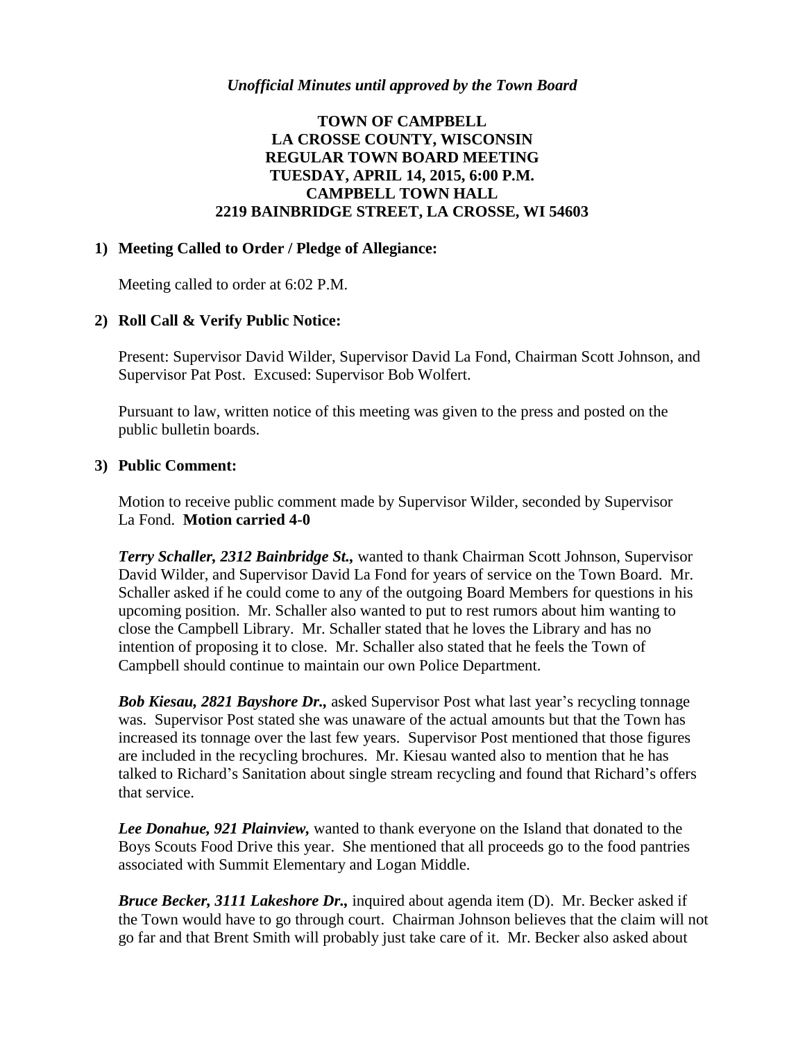*Unofficial Minutes until approved by the Town Board*

**TOWN OF CAMPBELL**
**LA CROSSE COUNTY, WISCONSIN**
**REGULAR TOWN BOARD MEETING**
**TUESDAY, APRIL 14, 2015, 6:00 P.M.**
**CAMPBELL TOWN HALL**
**2219 BAINBRIDGE STREET, LA CROSSE, WI 54603**

**1) Meeting Called to Order / Pledge of Allegiance:**

Meeting called to order at 6:02 P.M.

**2) Roll Call & Verify Public Notice:**

Present: Supervisor David Wilder, Supervisor David La Fond, Chairman Scott Johnson, and Supervisor Pat Post. Excused: Supervisor Bob Wolfert.

Pursuant to law, written notice of this meeting was given to the press and posted on the public bulletin boards.

**3) Public Comment:**

Motion to receive public comment made by Supervisor Wilder, seconded by Supervisor La Fond. **Motion carried 4-0**

***Terry Schaller, 2312 Bainbridge St.,*** wanted to thank Chairman Scott Johnson, Supervisor David Wilder, and Supervisor David La Fond for years of service on the Town Board. Mr. Schaller asked if he could come to any of the outgoing Board Members for questions in his upcoming position. Mr. Schaller also wanted to put to rest rumors about him wanting to close the Campbell Library. Mr. Schaller stated that he loves the Library and has no intention of proposing it to close. Mr. Schaller also stated that he feels the Town of Campbell should continue to maintain our own Police Department.

***Bob Kiesau, 2821 Bayshore Dr.,*** asked Supervisor Post what last year's recycling tonnage was. Supervisor Post stated she was unaware of the actual amounts but that the Town has increased its tonnage over the last few years. Supervisor Post mentioned that those figures are included in the recycling brochures. Mr. Kiesau wanted also to mention that he has talked to Richard's Sanitation about single stream recycling and found that Richard's offers that service.

***Lee Donahue, 921 Plainview,*** wanted to thank everyone on the Island that donated to the Boys Scouts Food Drive this year. She mentioned that all proceeds go to the food pantries associated with Summit Elementary and Logan Middle.

***Bruce Becker, 3111 Lakeshore Dr.,*** inquired about agenda item (D). Mr. Becker asked if the Town would have to go through court. Chairman Johnson believes that the claim will not go far and that Brent Smith will probably just take care of it. Mr. Becker also asked about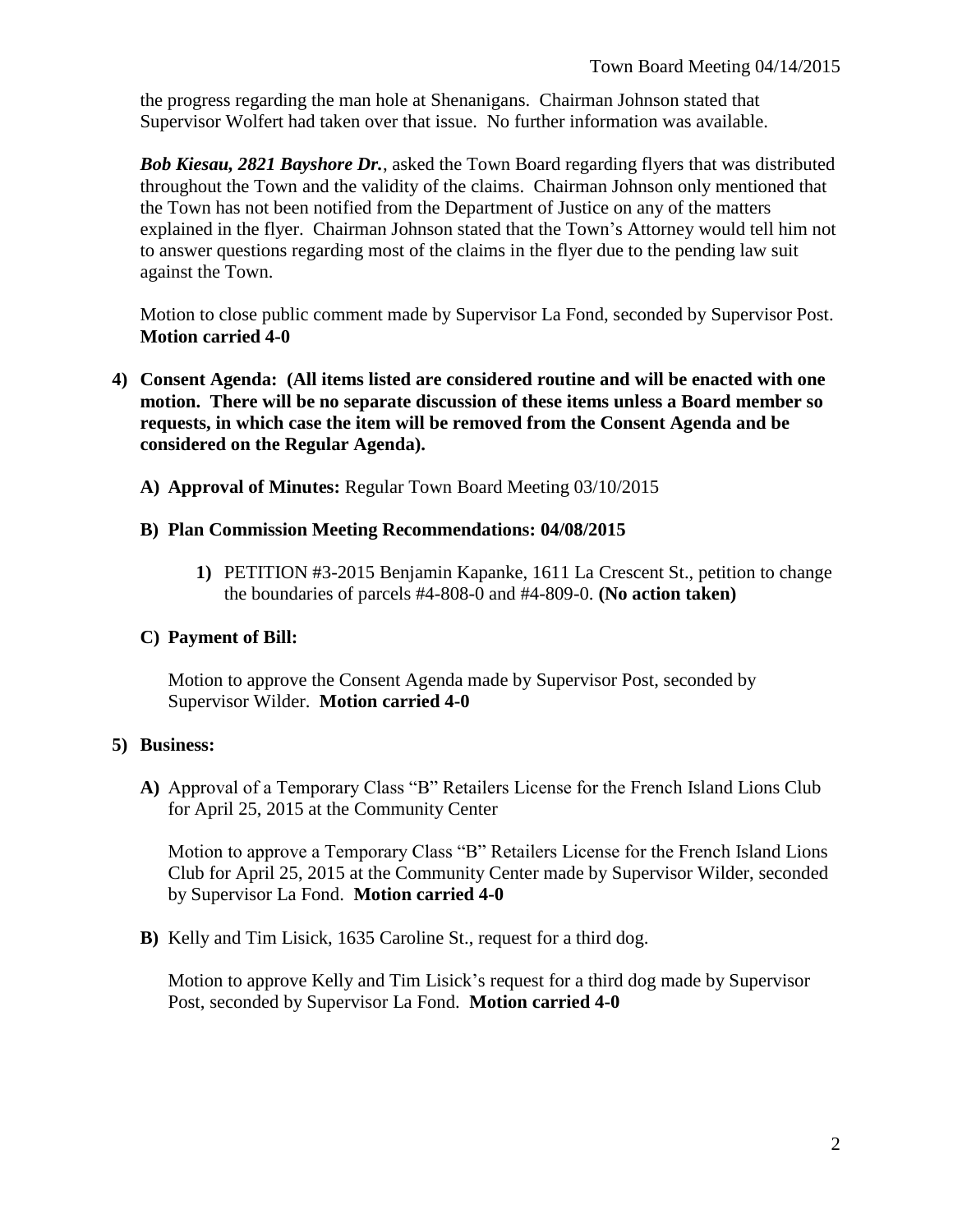the progress regarding the man hole at Shenanigans. Chairman Johnson stated that Supervisor Wolfert had taken over that issue. No further information was available.

***Bob Kiesau, 2821 Bayshore Dr.***, asked the Town Board regarding flyers that was distributed throughout the Town and the validity of the claims. Chairman Johnson only mentioned that the Town has not been notified from the Department of Justice on any of the matters explained in the flyer. Chairman Johnson stated that the Town's Attorney would tell him not to answer questions regarding most of the claims in the flyer due to the pending law suit against the Town.

Motion to close public comment made by Supervisor La Fond, seconded by Supervisor Post. **Motion carried 4-0**

**4) Consent Agenda: (All items listed are considered routine and will be enacted with one motion. There will be no separate discussion of these items unless a Board member so requests, in which case the item will be removed from the Consent Agenda and be considered on the Regular Agenda).**

**A) Approval of Minutes:** Regular Town Board Meeting 03/10/2015

**B) Plan Commission Meeting Recommendations: 04/08/2015**

**1)** PETITION #3-2015 Benjamin Kapanke, 1611 La Crescent St., petition to change the boundaries of parcels #4-808-0 and #4-809-0. **(No action taken)**

**C) Payment of Bill:**

Motion to approve the Consent Agenda made by Supervisor Post, seconded by Supervisor Wilder. **Motion carried 4-0**

**5) Business:**

**A)** Approval of a Temporary Class "B" Retailers License for the French Island Lions Club for April 25, 2015 at the Community Center

Motion to approve a Temporary Class "B" Retailers License for the French Island Lions Club for April 25, 2015 at the Community Center made by Supervisor Wilder, seconded by Supervisor La Fond. **Motion carried 4-0**

**B)** Kelly and Tim Lisick, 1635 Caroline St., request for a third dog.

Motion to approve Kelly and Tim Lisick's request for a third dog made by Supervisor Post, seconded by Supervisor La Fond. **Motion carried 4-0**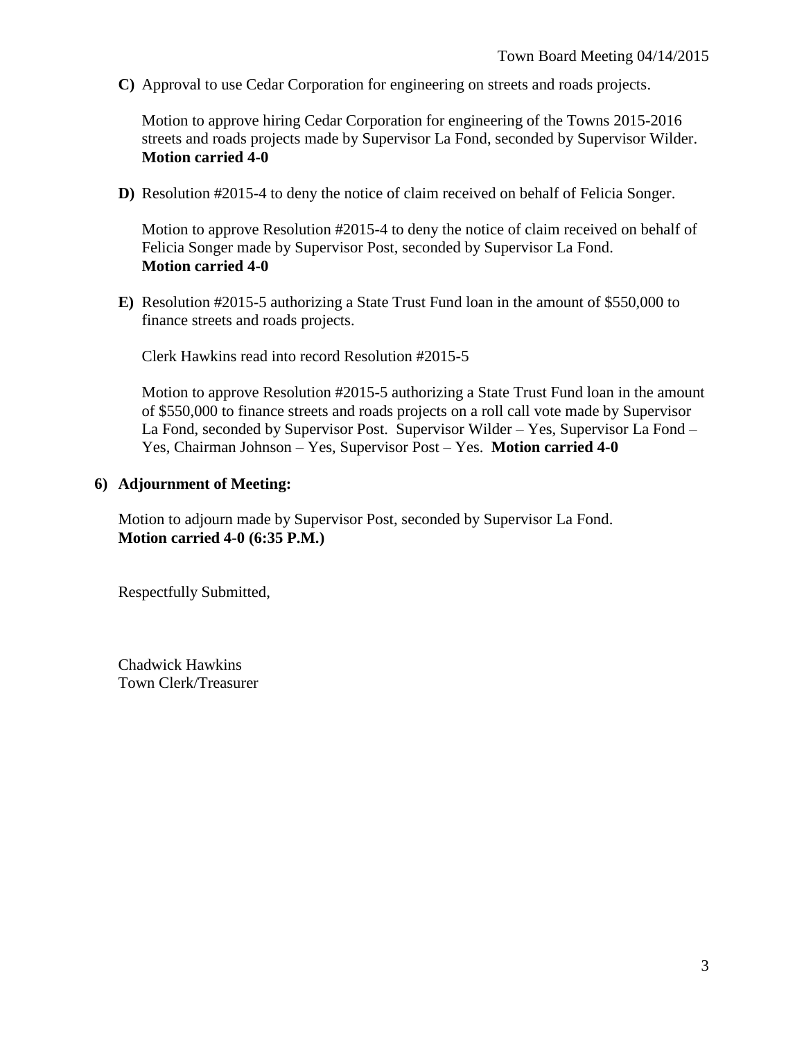**C)** Approval to use Cedar Corporation for engineering on streets and roads projects.

Motion to approve hiring Cedar Corporation for engineering of the Towns 2015-2016 streets and roads projects made by Supervisor La Fond, seconded by Supervisor Wilder. **Motion carried 4-0**

**D)** Resolution #2015-4 to deny the notice of claim received on behalf of Felicia Songer.

Motion to approve Resolution #2015-4 to deny the notice of claim received on behalf of Felicia Songer made by Supervisor Post, seconded by Supervisor La Fond. **Motion carried 4-0**

**E)** Resolution #2015-5 authorizing a State Trust Fund loan in the amount of $550,000 to finance streets and roads projects.

Clerk Hawkins read into record Resolution #2015-5

Motion to approve Resolution #2015-5 authorizing a State Trust Fund loan in the amount of $550,000 to finance streets and roads projects on a roll call vote made by Supervisor La Fond, seconded by Supervisor Post. Supervisor Wilder – Yes, Supervisor La Fond – Yes, Chairman Johnson – Yes, Supervisor Post – Yes. **Motion carried 4-0**

**6) Adjournment of Meeting:**

Motion to adjourn made by Supervisor Post, seconded by Supervisor La Fond. **Motion carried 4-0 (6:35 P.M.)**

Respectfully Submitted,

Chadwick Hawkins
Town Clerk/Treasurer